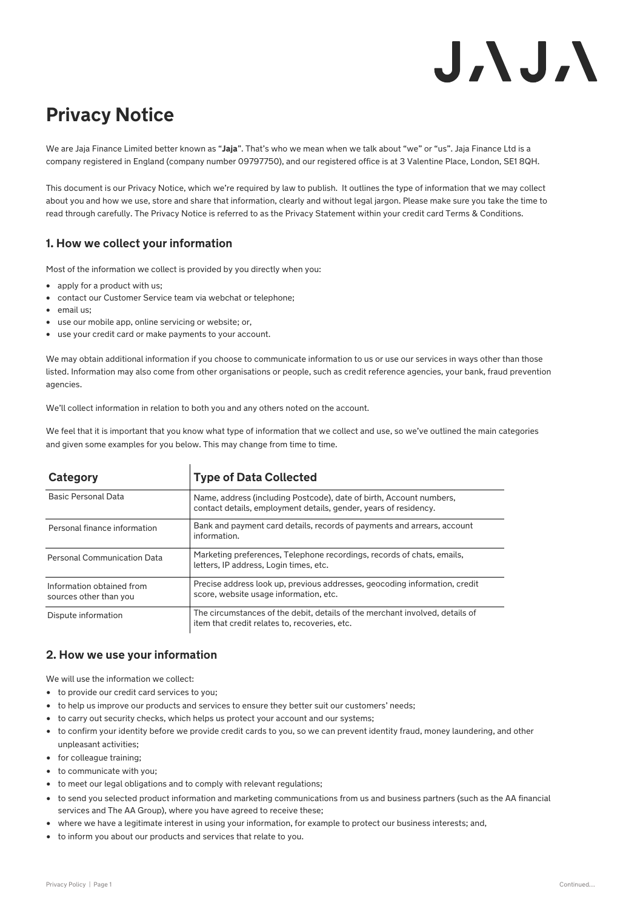# Privacy Notice

We are Jaja Finance Limited better known as "**Jaja**". That's who we mean when we talk about "we" or "us". Jaja Finance Ltd is a company registered in England (company number 09797750), and our registered office is at 3 Valentine Place, London, SE1 8QH.

This document is our Privacy Notice, which we're required by law to publish. It outlines the type of information that we may collect about you and how we use, store and share that information, clearly and without legal jargon. Please make sure you take the time to read through carefully. The Privacy Notice is referred to as the Privacy Statement within your credit card Terms & Conditions.

## 1. How we collect your information

Most of the information we collect is provided by you directly when you:

- apply for a product with us;
- contact our Customer Service team via webchat or telephone;
- email us;
- use our mobile app, online servicing or website; or,
- use your credit card or make payments to your account.

We may obtain additional information if you choose to communicate information to us or use our services in ways other than those listed. Information may also come from other organisations or people, such as credit reference agencies, your bank, fraud prevention agencies.

We'll collect information in relation to both you and any others noted on the account.

We feel that it is important that you know what type of information that we collect and use, so we've outlined the main categories and given some examples for you below. This may change from time to time.

| Category | Type of Data Collected |
|---|---|
| Basic Personal Data | Name, address (including Postcode), date of birth, Account numbers, contact details, employment details, gender, years of residency. |
| Personal finance information | Bank and payment card details, records of payments and arrears, account information. |
| Personal Communication Data | Marketing preferences, Telephone recordings, records of chats, emails, letters, IP address, Login times, etc. |
| Information obtained from sources other than you | Precise address look up, previous addresses, geocoding information, credit score, website usage information, etc. |
| Dispute information | The circumstances of the debit, details of the merchant involved, details of item that credit relates to, recoveries, etc. |

## 2. How we use your information

We will use the information we collect:

- to provide our credit card services to you;
- to help us improve our products and services to ensure they better suit our customers' needs;
- to carry out security checks, which helps us protect your account and our systems;
- to confirm your identity before we provide credit cards to you, so we can prevent identity fraud, money laundering, and other unpleasant activities;
- for colleague training;
- to communicate with you;
- to meet our legal obligations and to comply with relevant regulations;
- to send you selected product information and marketing communications from us and business partners (such as the AA financial services and The AA Group), where you have agreed to receive these;
- where we have a legitimate interest in using your information, for example to protect our business interests; and,
- to inform you about our products and services that relate to you.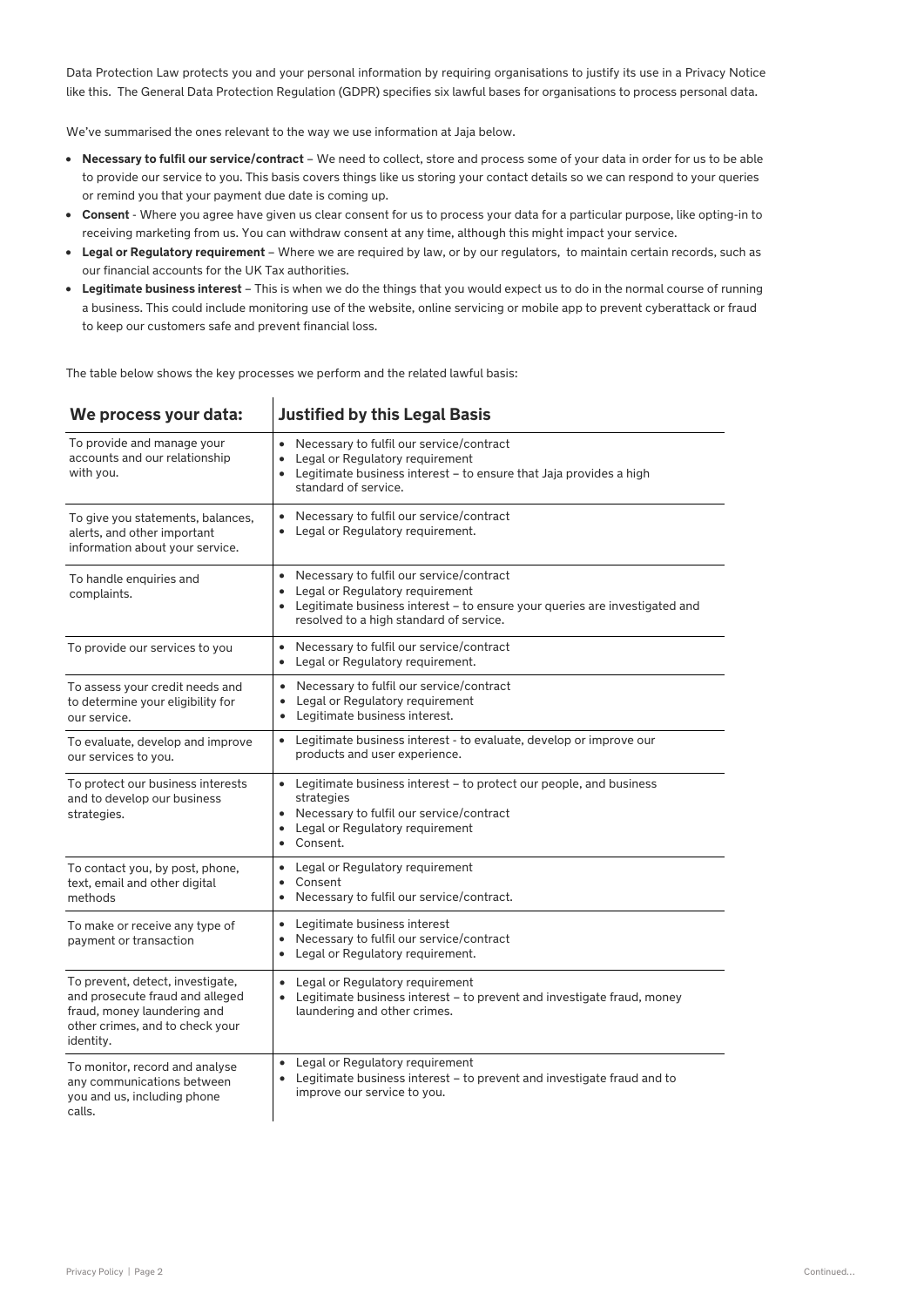Data Protection Law protects you and your personal information by requiring organisations to justify its use in a Privacy Notice like this. The General Data Protection Regulation (GDPR) specifies six lawful bases for organisations to process personal data.

We've summarised the ones relevant to the way we use information at Jaja below.

- **Necessary to fulfil our service/contract** – We need to collect, store and process some of your data in order for us to be able to provide our service to you. This basis covers things like us storing your contact details so we can respond to your queries or remind you that your payment due date is coming up.
- **Consent** - Where you agree have given us clear consent for us to process your data for a particular purpose, like opting-in to receiving marketing from us. You can withdraw consent at any time, although this might impact your service.
- **Legal or Regulatory requirement** – Where we are required by law, or by our regulators, to maintain certain records, such as our financial accounts for the UK Tax authorities.
- **Legitimate business interest** – This is when we do the things that you would expect us to do in the normal course of running a business. This could include monitoring use of the website, online servicing or mobile app to prevent cyberattack or fraud to keep our customers safe and prevent financial loss.

The table below shows the key processes we perform and the related lawful basis:

| We process your data: | Justified by this Legal Basis |
| --- | --- |
| To provide and manage your accounts and our relationship with you. | • Necessary to fulfil our service/contract<br>• Legal or Regulatory requirement<br>• Legitimate business interest – to ensure that Jaja provides a high standard of service. |
| To give you statements, balances, alerts, and other important information about your service. | • Necessary to fulfil our service/contract<br>• Legal or Regulatory requirement. |
| To handle enquiries and complaints. | • Necessary to fulfil our service/contract<br>• Legal or Regulatory requirement<br>• Legitimate business interest – to ensure your queries are investigated and resolved to a high standard of service. |
| To provide our services to you | • Necessary to fulfil our service/contract<br>• Legal or Regulatory requirement. |
| To assess your credit needs and to determine your eligibility for our service. | • Necessary to fulfil our service/contract<br>• Legal or Regulatory requirement<br>• Legitimate business interest. |
| To evaluate, develop and improve our services to you. | • Legitimate business interest - to evaluate, develop or improve our products and user experience. |
| To protect our business interests and to develop our business strategies. | • Legitimate business interest – to protect our people, and business strategies<br>• Necessary to fulfil our service/contract<br>• Legal or Regulatory requirement<br>• Consent. |
| To contact you, by post, phone, text, email and other digital methods | • Legal or Regulatory requirement<br>• Consent<br>• Necessary to fulfil our service/contract. |
| To make or receive any type of payment or transaction | • Legitimate business interest<br>• Necessary to fulfil our service/contract<br>• Legal or Regulatory requirement. |
| To prevent, detect, investigate, and prosecute fraud and alleged fraud, money laundering and other crimes, and to check your identity. | • Legal or Regulatory requirement<br>• Legitimate business interest – to prevent and investigate fraud, money laundering and other crimes. |
| To monitor, record and analyse any communications between you and us, including phone calls. | • Legal or Regulatory requirement<br>• Legitimate business interest – to prevent and investigate fraud and to improve our service to you. |

Continued...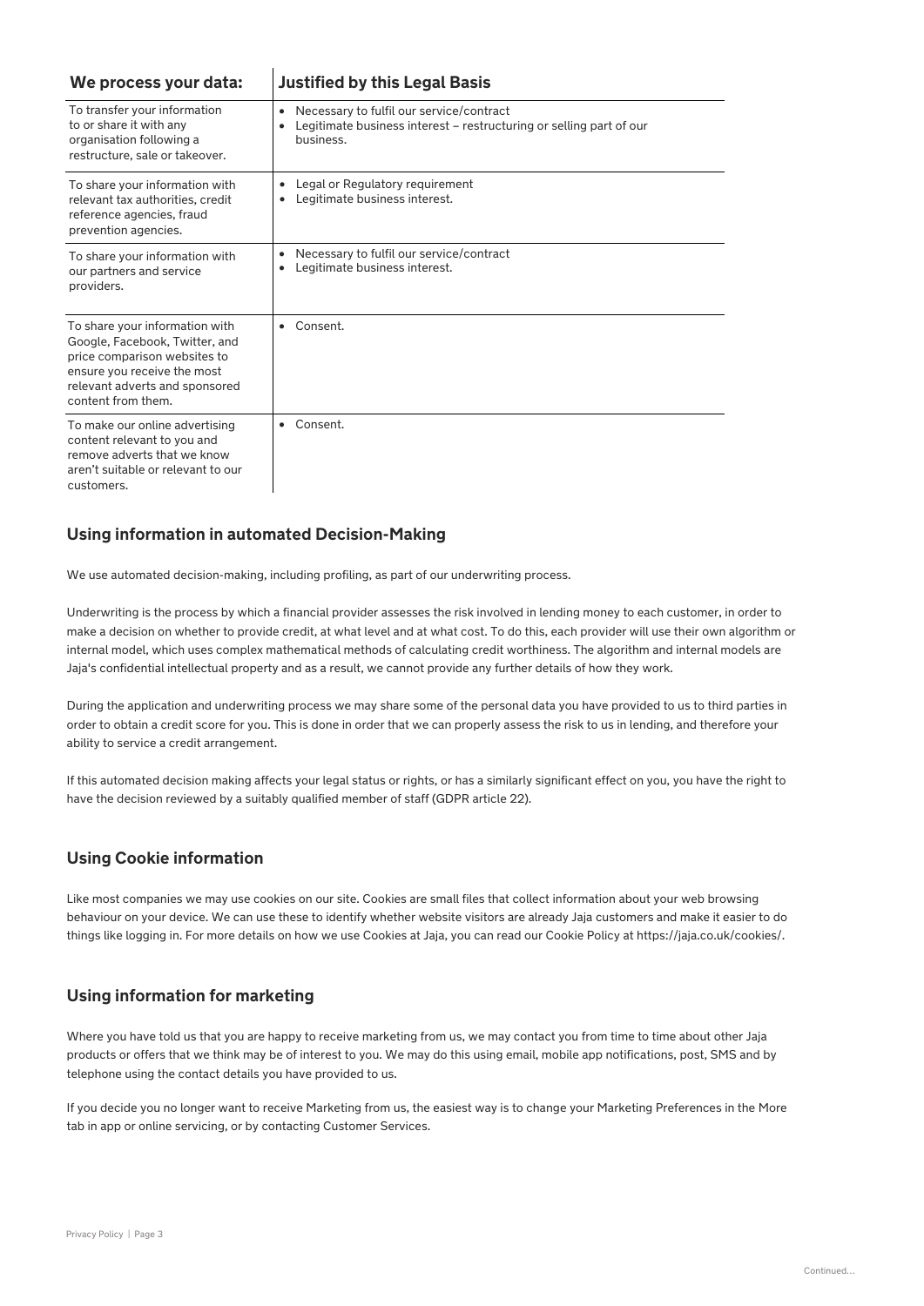| We process your data: | Justified by this Legal Basis |
|---|---|
| To transfer your information to or share it with any organisation following a restructure, sale or takeover. | • Necessary to fulfil our service/contract<br>• Legitimate business interest – restructuring or selling part of our business. |
| To share your information with relevant tax authorities, credit reference agencies, fraud prevention agencies. | • Legal or Regulatory requirement<br>• Legitimate business interest. |
| To share your information with our partners and service providers. | • Necessary to fulfil our service/contract<br>• Legitimate business interest. |
| To share your information with Google, Facebook, Twitter, and price comparison websites to ensure you receive the most relevant adverts and sponsored content from them. | • Consent. |
| To make our online advertising content relevant to you and remove adverts that we know aren't suitable or relevant to our customers. | • Consent. |

## Using information in automated Decision-Making

We use automated decision-making, including profiling, as part of our underwriting process.

Underwriting is the process by which a financial provider assesses the risk involved in lending money to each customer, in order to make a decision on whether to provide credit, at what level and at what cost. To do this, each provider will use their own algorithm or internal model, which uses complex mathematical methods of calculating credit worthiness. The algorithm and internal models are Jaja's confidential intellectual property and as a result, we cannot provide any further details of how they work.

During the application and underwriting process we may share some of the personal data you have provided to us to third parties in order to obtain a credit score for you. This is done in order that we can properly assess the risk to us in lending, and therefore your ability to service a credit arrangement.

If this automated decision making affects your legal status or rights, or has a similarly significant effect on you, you have the right to have the decision reviewed by a suitably qualified member of staff (GDPR article 22).

## Using Cookie information

Like most companies we may use cookies on our site. Cookies are small files that collect information about your web browsing behaviour on your device. We can use these to identify whether website visitors are already Jaja customers and make it easier to do things like logging in. For more details on how we use Cookies at Jaja, you can read our Cookie Policy at https://jaja.co.uk/cookies/.

## Using information for marketing

Where you have told us that you are happy to receive marketing from us, we may contact you from time to time about other Jaja products or offers that we think may be of interest to you. We may do this using email, mobile app notifications, post, SMS and by telephone using the contact details you have provided to us.

If you decide you no longer want to receive Marketing from us, the easiest way is to change your Marketing Preferences in the More tab in app or online servicing, or by contacting Customer Services.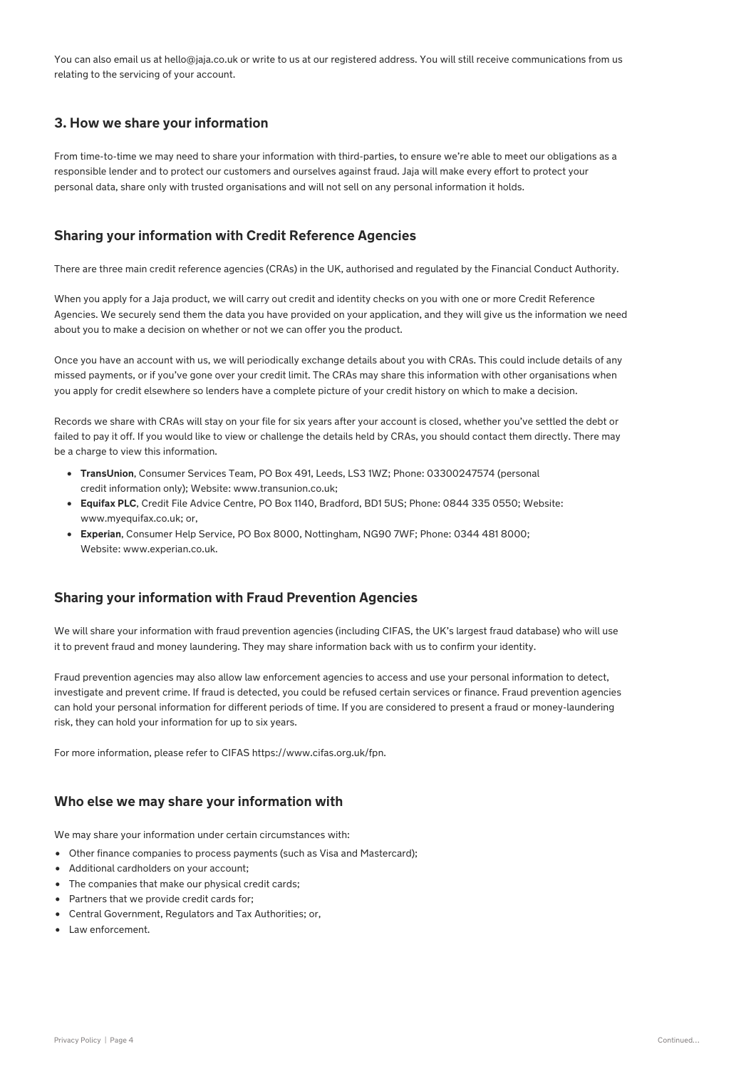You can also email us at hello@jaja.co.uk or write to us at our registered address. You will still receive communications from us relating to the servicing of your account.

## 3. How we share your information

From time-to-time we may need to share your information with third-parties, to ensure we're able to meet our obligations as a responsible lender and to protect our customers and ourselves against fraud. Jaja will make every effort to protect your personal data, share only with trusted organisations and will not sell on any personal information it holds.

### Sharing your information with Credit Reference Agencies

There are three main credit reference agencies (CRAs) in the UK, authorised and regulated by the Financial Conduct Authority.

When you apply for a Jaja product, we will carry out credit and identity checks on you with one or more Credit Reference Agencies. We securely send them the data you have provided on your application, and they will give us the information we need about you to make a decision on whether or not we can offer you the product.

Once you have an account with us, we will periodically exchange details about you with CRAs. This could include details of any missed payments, or if you've gone over your credit limit. The CRAs may share this information with other organisations when you apply for credit elsewhere so lenders have a complete picture of your credit history on which to make a decision.

Records we share with CRAs will stay on your file for six years after your account is closed, whether you've settled the debt or failed to pay it off. If you would like to view or challenge the details held by CRAs, you should contact them directly. There may be a charge to view this information.

- **TransUnion**, Consumer Services Team, PO Box 491, Leeds, LS3 1WZ; Phone: 03300247574 (personal credit information only); Website: www.transunion.co.uk;
- **Equifax PLC**, Credit File Advice Centre, PO Box 1140, Bradford, BD1 5US; Phone: 0844 335 0550; Website: www.myequifax.co.uk; or,
- **Experian**, Consumer Help Service, PO Box 8000, Nottingham, NG90 7WF; Phone: 0344 481 8000; Website: www.experian.co.uk.

### Sharing your information with Fraud Prevention Agencies

We will share your information with fraud prevention agencies (including CIFAS, the UK's largest fraud database) who will use it to prevent fraud and money laundering. They may share information back with us to confirm your identity.

Fraud prevention agencies may also allow law enforcement agencies to access and use your personal information to detect, investigate and prevent crime. If fraud is detected, you could be refused certain services or finance. Fraud prevention agencies can hold your personal information for different periods of time. If you are considered to present a fraud or money-laundering risk, they can hold your information for up to six years.

For more information, please refer to CIFAS https://www.cifas.org.uk/fpn.

### Who else we may share your information with

We may share your information under certain circumstances with:

- Other finance companies to process payments (such as Visa and Mastercard);
- Additional cardholders on your account;
- The companies that make our physical credit cards;
- Partners that we provide credit cards for;
- Central Government, Regulators and Tax Authorities; or,
- Law enforcement.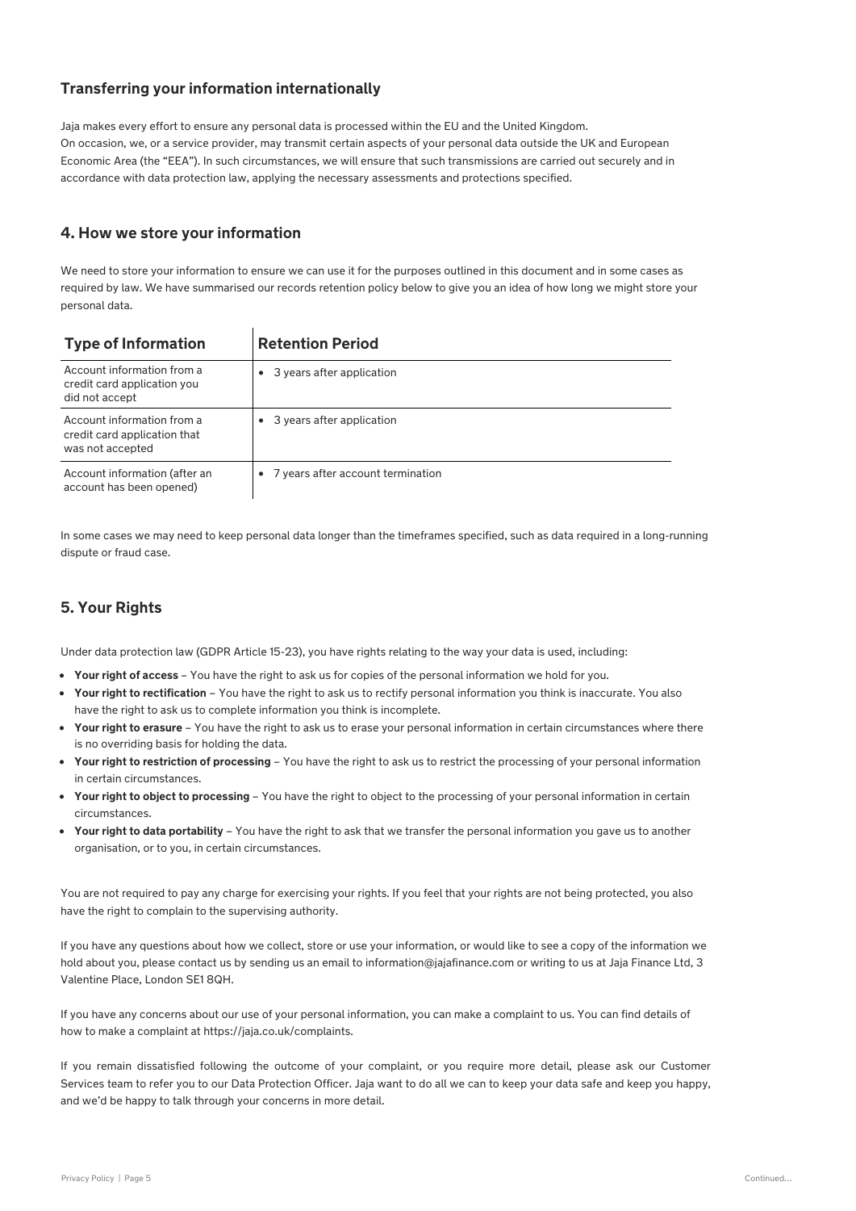## Transferring your information internationally

Jaja makes every effort to ensure any personal data is processed within the EU and the United Kingdom.
On occasion, we, or a service provider, may transmit certain aspects of your personal data outside the UK and European Economic Area (the "EEA"). In such circumstances, we will ensure that such transmissions are carried out securely and in accordance with data protection law, applying the necessary assessments and protections specified.

## 4. How we store your information

We need to store your information to ensure we can use it for the purposes outlined in this document and in some cases as required by law. We have summarised our records retention policy below to give you an idea of how long we might store your personal data.

| Type of Information | Retention Period |
|---|---|
| Account information from a credit card application you did not accept | • 3 years after application |
| Account information from a credit card application that was not accepted | • 3 years after application |
| Account information (after an account has been opened) | • 7 years after account termination |

In some cases we may need to keep personal data longer than the timeframes specified, such as data required in a long-running dispute or fraud case.

## 5. Your Rights

Under data protection law (GDPR Article 15-23), you have rights relating to the way your data is used, including:

- **Your right of access** – You have the right to ask us for copies of the personal information we hold for you.
- **Your right to rectification** – You have the right to ask us to rectify personal information you think is inaccurate. You also have the right to ask us to complete information you think is incomplete.
- **Your right to erasure** – You have the right to ask us to erase your personal information in certain circumstances where there is no overriding basis for holding the data.
- **Your right to restriction of processing** – You have the right to ask us to restrict the processing of your personal information in certain circumstances.
- **Your right to object to processing** – You have the right to object to the processing of your personal information in certain circumstances.
- **Your right to data portability** – You have the right to ask that we transfer the personal information you gave us to another organisation, or to you, in certain circumstances.

You are not required to pay any charge for exercising your rights. If you feel that your rights are not being protected, you also have the right to complain to the supervising authority.

If you have any questions about how we collect, store or use your information, or would like to see a copy of the information we hold about you, please contact us by sending us an email to information@jajafinance.com or writing to us at Jaja Finance Ltd, 3 Valentine Place, London SE1 8QH.

If you have any concerns about our use of your personal information, you can make a complaint to us. You can find details of how to make a complaint at https://jaja.co.uk/complaints.

If you remain dissatisfied following the outcome of your complaint, or you require more detail, please ask our Customer Services team to refer you to our Data Protection Officer. Jaja want to do all we can to keep your data safe and keep you happy, and we'd be happy to talk through your concerns in more detail.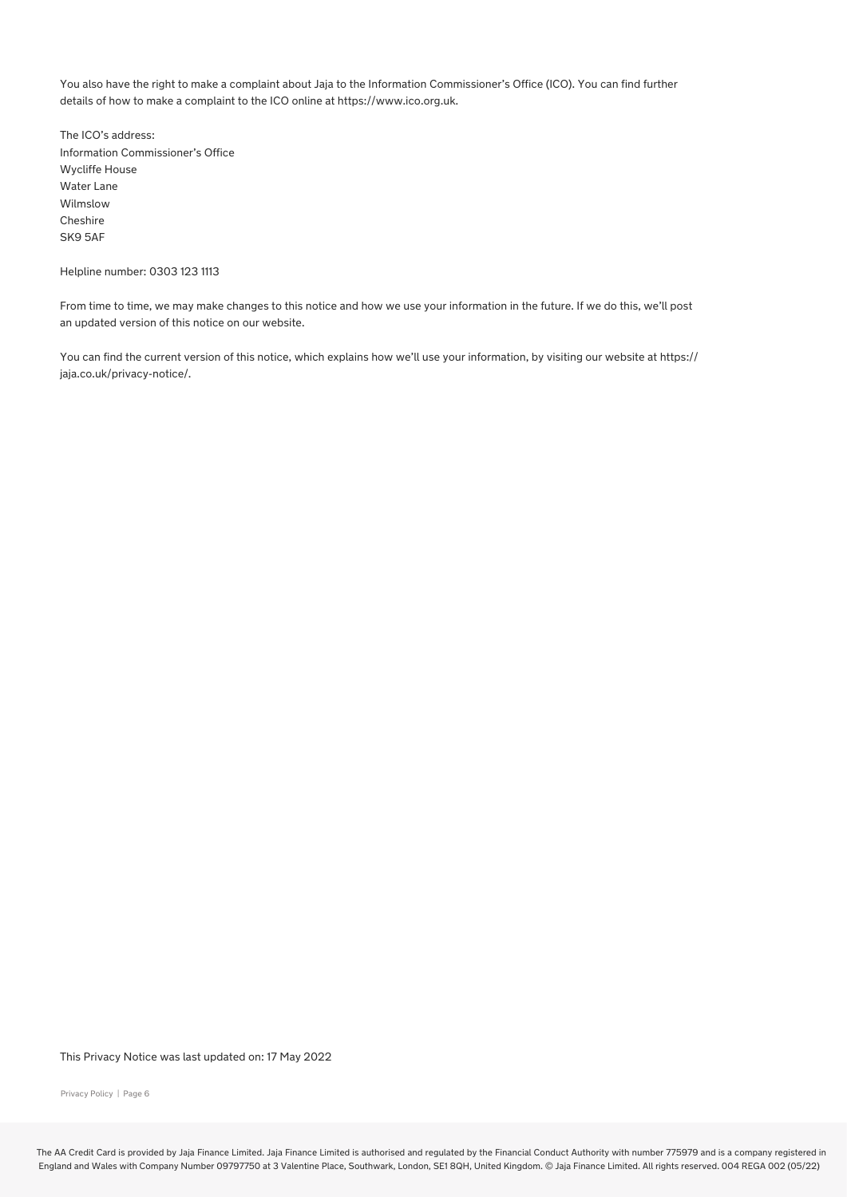You also have the right to make a complaint about Jaja to the Information Commissioner's Office (ICO). You can find further details of how to make a complaint to the ICO online at https://www.ico.org.uk.

The ICO's address:
Information Commissioner's Office
Wycliffe House
Water Lane
Wilmslow
Cheshire
SK9 5AF

Helpline number: 0303 123 1113

From time to time, we may make changes to this notice and how we use your information in the future. If we do this, we'll post an updated version of this notice on our website.

You can find the current version of this notice, which explains how we'll use your information, by visiting our website at https://jaja.co.uk/privacy-notice/.

This Privacy Notice was last updated on: 17 May 2022

The AA Credit Card is provided by Jaja Finance Limited. Jaja Finance Limited is authorised and regulated by the Financial Conduct Authority with number 775979 and is a company registered in England and Wales with Company Number 09797750 at 3 Valentine Place, Southwark, London, SE1 8QH, United Kingdom. © Jaja Finance Limited. All rights reserved. 004 REGA 002 (05/22)